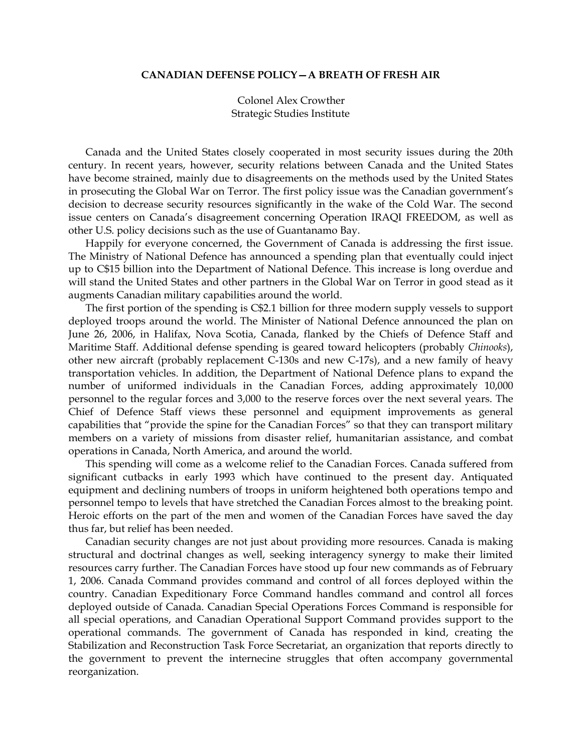# CANADIAN DEFENSE POLICY—A BREATH OF FRESH AIR

Colonel Alex Crowther
Strategic Studies Institute

Canada and the United States closely cooperated in most security issues during the 20th century. In recent years, however, security relations between Canada and the United States have become strained, mainly due to disagreements on the methods used by the United States in prosecuting the Global War on Terror. The first policy issue was the Canadian government's decision to decrease security resources significantly in the wake of the Cold War. The second issue centers on Canada's disagreement concerning Operation IRAQI FREEDOM, as well as other U.S. policy decisions such as the use of Guantanamo Bay.

Happily for everyone concerned, the Government of Canada is addressing the first issue. The Ministry of National Defence has announced a spending plan that eventually could inject up to C$15 billion into the Department of National Defence. This increase is long overdue and will stand the United States and other partners in the Global War on Terror in good stead as it augments Canadian military capabilities around the world.

The first portion of the spending is C$2.1 billion for three modern supply vessels to support deployed troops around the world. The Minister of National Defence announced the plan on June 26, 2006, in Halifax, Nova Scotia, Canada, flanked by the Chiefs of Defence Staff and Maritime Staff. Additional defense spending is geared toward helicopters (probably *Chinooks*), other new aircraft (probably replacement C-130s and new C-17s), and a new family of heavy transportation vehicles. In addition, the Department of National Defence plans to expand the number of uniformed individuals in the Canadian Forces, adding approximately 10,000 personnel to the regular forces and 3,000 to the reserve forces over the next several years. The Chief of Defence Staff views these personnel and equipment improvements as general capabilities that "provide the spine for the Canadian Forces" so that they can transport military members on a variety of missions from disaster relief, humanitarian assistance, and combat operations in Canada, North America, and around the world.

This spending will come as a welcome relief to the Canadian Forces. Canada suffered from significant cutbacks in early 1993 which have continued to the present day. Antiquated equipment and declining numbers of troops in uniform heightened both operations tempo and personnel tempo to levels that have stretched the Canadian Forces almost to the breaking point. Heroic efforts on the part of the men and women of the Canadian Forces have saved the day thus far, but relief has been needed.

Canadian security changes are not just about providing more resources. Canada is making structural and doctrinal changes as well, seeking interagency synergy to make their limited resources carry further. The Canadian Forces have stood up four new commands as of February 1, 2006. Canada Command provides command and control of all forces deployed within the country. Canadian Expeditionary Force Command handles command and control all forces deployed outside of Canada. Canadian Special Operations Forces Command is responsible for all special operations, and Canadian Operational Support Command provides support to the operational commands. The government of Canada has responded in kind, creating the Stabilization and Reconstruction Task Force Secretariat, an organization that reports directly to the government to prevent the internecine struggles that often accompany governmental reorganization.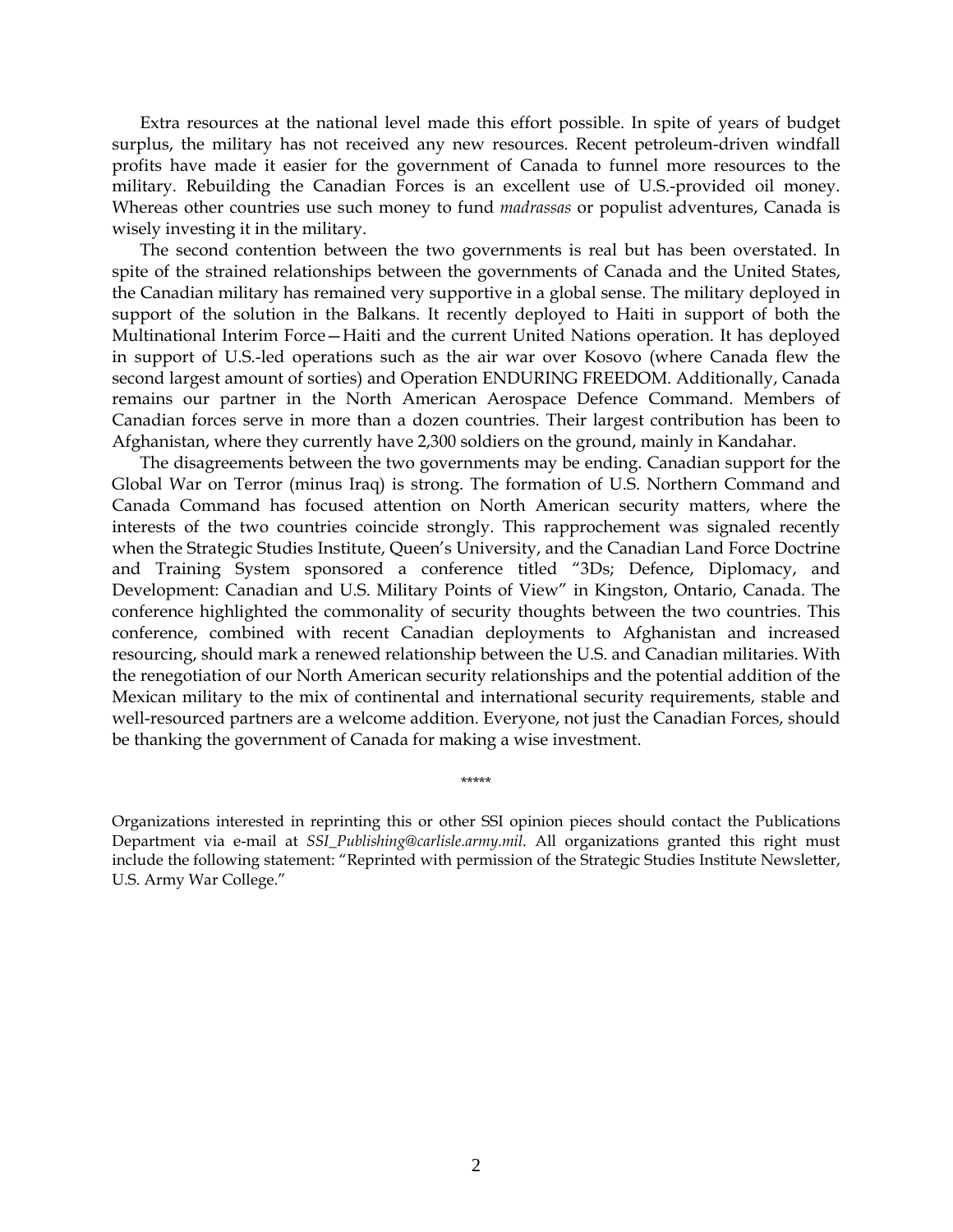Extra resources at the national level made this effort possible. In spite of years of budget surplus, the military has not received any new resources. Recent petroleum-driven windfall profits have made it easier for the government of Canada to funnel more resources to the military. Rebuilding the Canadian Forces is an excellent use of U.S.-provided oil money. Whereas other countries use such money to fund *madrassas* or populist adventures, Canada is wisely investing it in the military.

The second contention between the two governments is real but has been overstated. In spite of the strained relationships between the governments of Canada and the United States, the Canadian military has remained very supportive in a global sense. The military deployed in support of the solution in the Balkans. It recently deployed to Haiti in support of both the Multinational Interim Force—Haiti and the current United Nations operation. It has deployed in support of U.S.-led operations such as the air war over Kosovo (where Canada flew the second largest amount of sorties) and Operation ENDURING FREEDOM. Additionally, Canada remains our partner in the North American Aerospace Defence Command. Members of Canadian forces serve in more than a dozen countries. Their largest contribution has been to Afghanistan, where they currently have 2,300 soldiers on the ground, mainly in Kandahar.

The disagreements between the two governments may be ending. Canadian support for the Global War on Terror (minus Iraq) is strong. The formation of U.S. Northern Command and Canada Command has focused attention on North American security matters, where the interests of the two countries coincide strongly. This rapprochement was signaled recently when the Strategic Studies Institute, Queen's University, and the Canadian Land Force Doctrine and Training System sponsored a conference titled "3Ds; Defence, Diplomacy, and Development: Canadian and U.S. Military Points of View" in Kingston, Ontario, Canada. The conference highlighted the commonality of security thoughts between the two countries. This conference, combined with recent Canadian deployments to Afghanistan and increased resourcing, should mark a renewed relationship between the U.S. and Canadian militaries. With the renegotiation of our North American security relationships and the potential addition of the Mexican military to the mix of continental and international security requirements, stable and well-resourced partners are a welcome addition. Everyone, not just the Canadian Forces, should be thanking the government of Canada for making a wise investment.

\*\*\*\*\*

Organizations interested in reprinting this or other SSI opinion pieces should contact the Publications Department via e-mail at *SSI_Publishing@carlisle.army.mil*. All organizations granted this right must include the following statement: "Reprinted with permission of the Strategic Studies Institute Newsletter, U.S. Army War College."